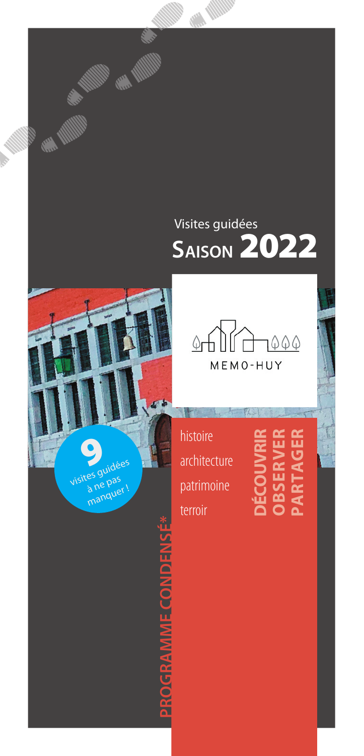Visites guidées

# Saison 2022

MEMO-HUY

**9** visites guidées à ne pas manquer !

histoire
architecture
patrimoine
terroir

**DÉCOUVRIR**
**OBSERVER**
**PARTAGER**

**PROGRAMME CONDENSÉ***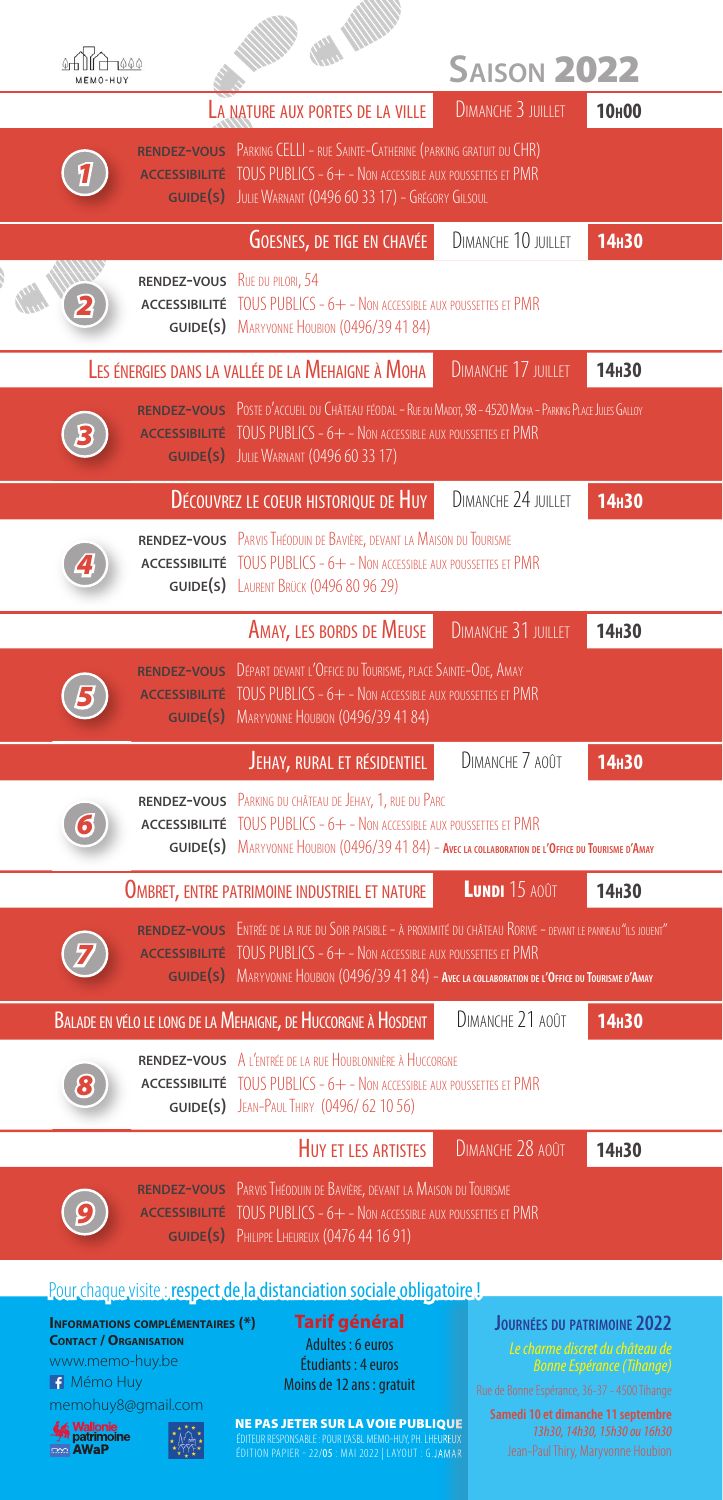MEMO-HUY

# Saison 2022

## 1. La nature aux portes de la ville — Dimanche 3 juillet — 10h00

**Rendez-vous** Parking CELLI - rue Sainte-Catherine (parking gratuit du CHR)
**Accessibilité** Tous publics - 6+ - Non accessible aux poussettes et PMR
**Guide(s)** Julie Warnant (0496 60 33 17) - Grégory Gilsoul

## 2. Goesnes, de tige en chavée — Dimanche 10 juillet — 14h30

**Rendez-vous** Rue du Pilori, 54
**Accessibilité** Tous publics - 6+ - Non accessible aux poussettes et PMR
**Guide(s)** Maryvonne Houbion (0496/39 41 84)

## 3. Les énergies dans la vallée de la Mehaigne à Moha — Dimanche 17 juillet — 14h30

**Rendez-vous** Poste d'accueil du Château féodal - Rue du Madot, 98 - 4520 Moha - Parking Place Jules Galloy
**Accessibilité** Tous publics - 6+ - Non accessible aux poussettes et PMR
**Guide(s)** Julie Warnant (0496 60 33 17)

## 4. Découvrez le coeur historique de Huy — Dimanche 24 juillet — 14h30

**Rendez-vous** Parvis Théoduin de Bavière, devant la Maison du Tourisme
**Accessibilité** Tous publics - 6+ - Non accessible aux poussettes et PMR
**Guide(s)** Laurent Brück (0496 80 96 29)

## 5. Amay, les bords de Meuse — Dimanche 31 juillet — 14h30

**Rendez-vous** Départ devant l'Office du Tourisme, place Sainte-Ode, Amay
**Accessibilité** Tous publics - 6+ - Non accessible aux poussettes et PMR
**Guide(s)** Maryvonne Houbion (0496/39 41 84)

## 6. Jehay, rural et résidentiel — Dimanche 7 août — 14h30

**Rendez-vous** Parking du château de Jehay, 1, rue du Parc
**Accessibilité** Tous publics - 6+ - Non accessible aux poussettes et PMR
**Guide(s)** Maryvonne Houbion (0496/39 41 84) - **Avec la collaboration de l'Office du Tourisme d'Amay**

## 7. Ombret, entre patrimoine industriel et nature — **Lundi** 15 août — 14h30

**Rendez-vous** Entrée de la rue du Soir paisible - à proximité du château Rorive - devant le panneau "ils jouent"
**Accessibilité** Tous publics - 6+ - Non accessible aux poussettes et PMR
**Guide(s)** Maryvonne Houbion (0496/39 41 84) - **Avec la collaboration de l'Office du Tourisme d'Amay**

## 8. Balade en vélo le long de la Mehaigne, de Huccorgne à Hosdent — Dimanche 21 août — 14h30

**Rendez-vous** À l'entrée de la rue Houblonnière à Huccorgne
**Accessibilité** Tous publics - 6+ - Non accessible aux poussettes et PMR
**Guide(s)** Jean-Paul Thiry (0496/ 62 10 56)

## 9. Huy et les artistes — Dimanche 28 août — 14h30

**Rendez-vous** Parvis Théoduin de Bavière, devant la Maison du Tourisme
**Accessibilité** Tous publics - 6+ - Non accessible aux poussettes et PMR
**Guide(s)** Philippe Lheureux (0476 44 16 91)

Pour chaque visite : **respect de la distanciation sociale obligatoire !**

**Informations complémentaires (\*)**
**Contact / Organisation**
www.memo-huy.be
Mémo Huy
memohuy8@gmail.com

Wallonie patrimoine AWaP

**Tarif général**
Adultes : 6 euros
Étudiants : 4 euros
Moins de 12 ans : gratuit

**NE PAS JETER SUR LA VOIE PUBLIQUE**
Éditeur responsable : pour l'asbl Mémo-Huy, Ph. Lheureux
Édition papier - 22/05 : mai 2022 | Layout : G. Jamar

### Journées du Patrimoine 2022

*Le charme discret du château de Bonne Espérance (Tihange)*

Rue de Bonne Espérance, 36-37 - 4500 Tihange

**Samedi 10 et dimanche 11 septembre**
*13h30, 14h30, 15h30 ou 16h30*
Jean-Paul Thiry, Maryvonne Houbion